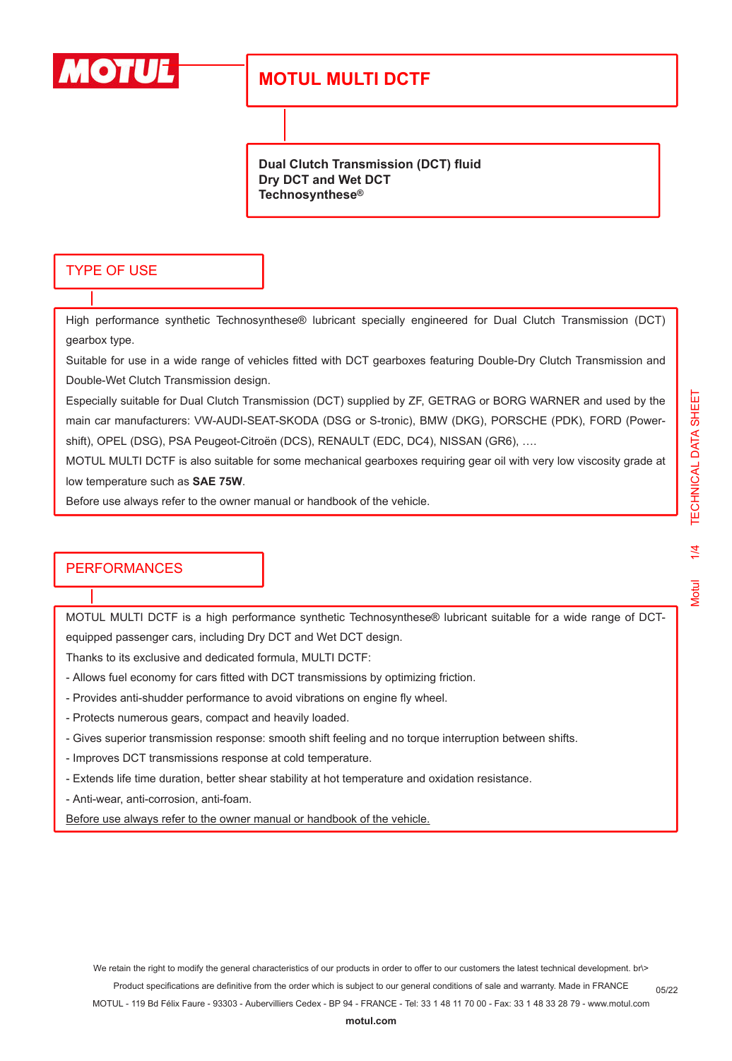# MOTUL MULTI DCTF

**Dual Clutch Transmission (DCT) fluid**
**Dry DCT and Wet DCT**
**Technosynthese®**

## TYPE OF USE

High performance synthetic Technosynthese® lubricant specially engineered for Dual Clutch Transmission (DCT) gearbox type.

Suitable for use in a wide range of vehicles fitted with DCT gearboxes featuring Double-Dry Clutch Transmission and Double-Wet Clutch Transmission design.

Especially suitable for Dual Clutch Transmission (DCT) supplied by ZF, GETRAG or BORG WARNER and used by the main car manufacturers: VW-AUDI-SEAT-SKODA (DSG or S-tronic), BMW (DKG), PORSCHE (PDK), FORD (Power-shift), OPEL (DSG), PSA Peugeot-Citroën (DCS), RENAULT (EDC, DC4), NISSAN (GR6), ….

MOTUL MULTI DCTF is also suitable for some mechanical gearboxes requiring gear oil with very low viscosity grade at low temperature such as **SAE 75W**.

Before use always refer to the owner manual or handbook of the vehicle.

## PERFORMANCES

MOTUL MULTI DCTF is a high performance synthetic Technosynthese® lubricant suitable for a wide range of DCT-equipped passenger cars, including Dry DCT and Wet DCT design.

Thanks to its exclusive and dedicated formula, MULTI DCTF:

- Allows fuel economy for cars fitted with DCT transmissions by optimizing friction.
- Provides anti-shudder performance to avoid vibrations on engine fly wheel.
- Protects numerous gears, compact and heavily loaded.
- Gives superior transmission response: smooth shift feeling and no torque interruption between shifts.
- Improves DCT transmissions response at cold temperature.
- Extends life time duration, better shear stability at hot temperature and oxidation resistance.
- Anti-wear, anti-corrosion, anti-foam.

Before use always refer to the owner manual or handbook of the vehicle.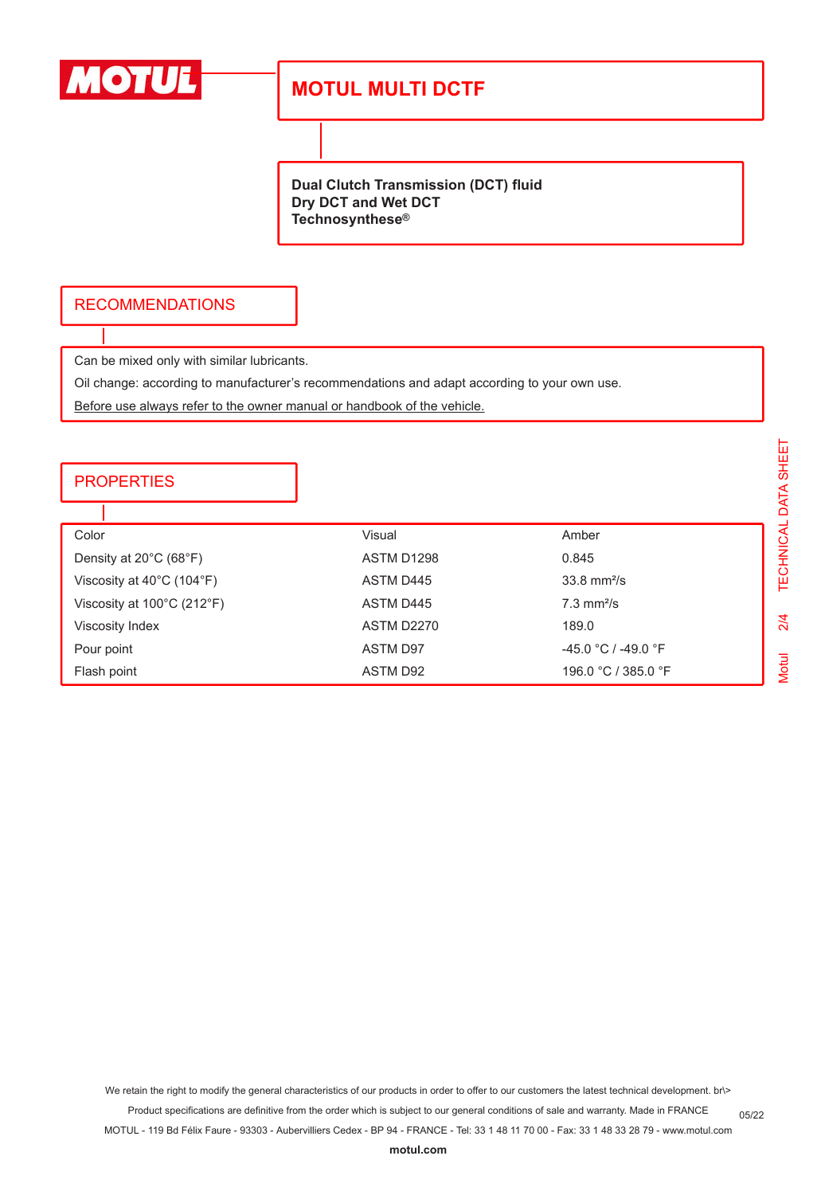# MOTUL MULTI DCTF

**Dual Clutch Transmission (DCT) fluid**
**Dry DCT and Wet DCT**
**Technosynthese®**

## RECOMMENDATIONS

Can be mixed only with similar lubricants.

Oil change: according to manufacturer's recommendations and adapt according to your own use.

Before use always refer to the owner manual or handbook of the vehicle.

## PROPERTIES

| | | |
|---|---|---|
| Color | Visual | Amber |
| Density at 20°C (68°F) | ASTM D1298 | 0.845 |
| Viscosity at 40°C (104°F) | ASTM D445 | 33.8 mm²/s |
| Viscosity at 100°C (212°F) | ASTM D445 | 7.3 mm²/s |
| Viscosity Index | ASTM D2270 | 189.0 |
| Pour point | ASTM D97 | -45.0 °C / -49.0 °F |
| Flash point | ASTM D92 | 196.0 °C / 385.0 °F |

We retain the right to modify the general characteristics of our products in order to offer to our customers the latest technical development. br\>
Product specifications are definitive from the order which is subject to our general conditions of sale and warranty. Made in FRANCE
MOTUL - 119 Bd Félix Faure - 93303 - Aubervilliers Cedex - BP 94 - FRANCE - Tel: 33 1 48 11 70 00 - Fax: 33 1 48 33 28 79 - www.motul.com
**motul.com**

05/22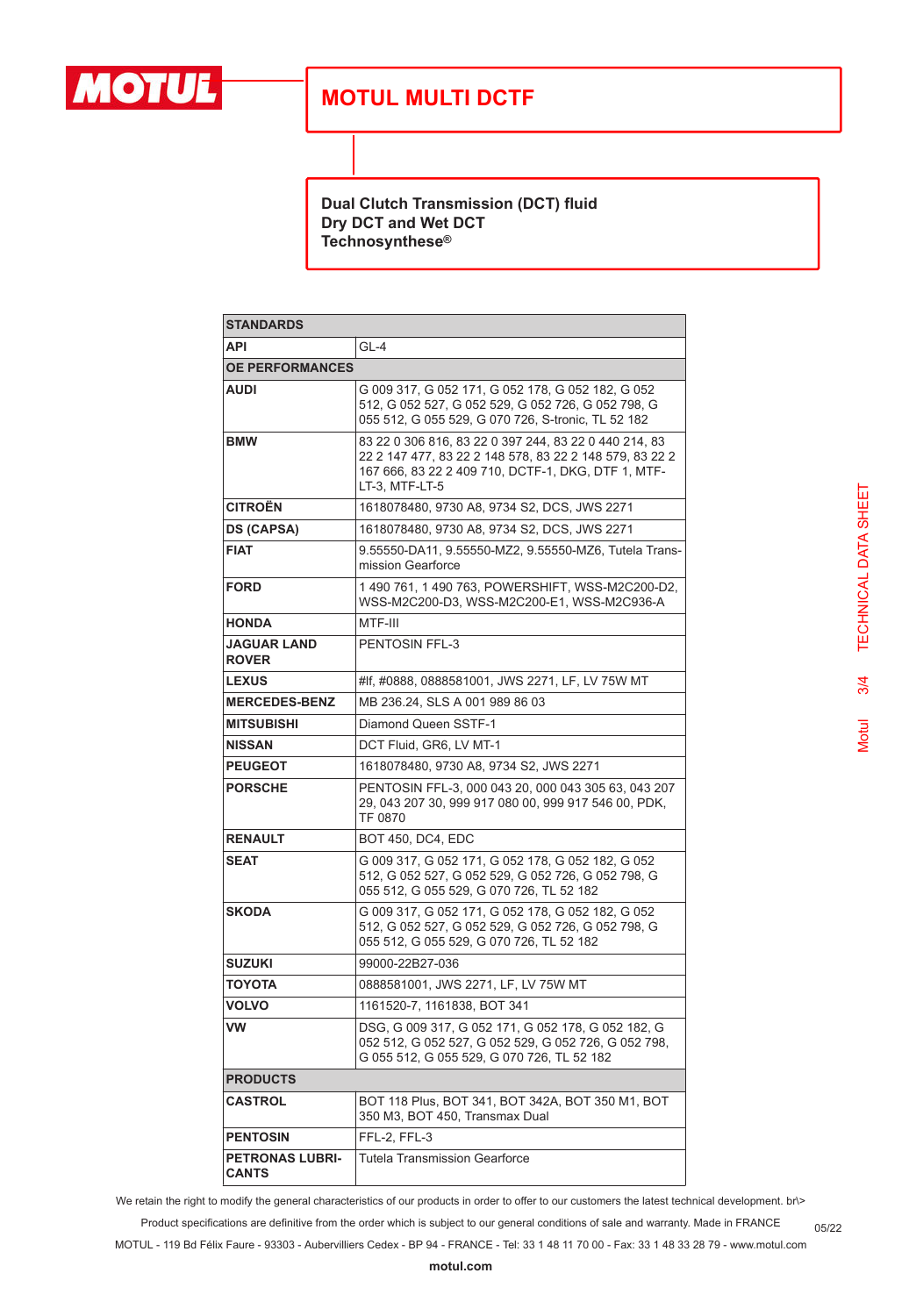# MOTUL MULTI DCTF

**Dual Clutch Transmission (DCT) fluid**
**Dry DCT and Wet DCT**
**Technosynthese®**

| STANDARDS | |
|---|---|
| **API** | GL-4 |
| **OE PERFORMANCES** | |
| **AUDI** | G 009 317, G 052 171, G 052 178, G 052 182, G 052 512, G 052 527, G 052 529, G 052 726, G 052 798, G 055 512, G 055 529, G 070 726, S-tronic, TL 52 182 |
| **BMW** | 83 22 0 306 816, 83 22 0 397 244, 83 22 0 440 214, 83 22 2 147 477, 83 22 2 148 578, 83 22 2 148 579, 83 22 2 167 666, 83 22 2 409 710, DCTF-1, DKG, DTF 1, MTF-LT-3, MTF-LT-5 |
| **CITROËN** | 1618078480, 9730 A8, 9734 S2, DCS, JWS 2271 |
| **DS (CAPSA)** | 1618078480, 9730 A8, 9734 S2, DCS, JWS 2271 |
| **FIAT** | 9.55550-DA11, 9.55550-MZ2, 9.55550-MZ6, Tutela Transmission Gearforce |
| **FORD** | 1 490 761, 1 490 763, POWERSHIFT, WSS-M2C200-D2, WSS-M2C200-D3, WSS-M2C200-E1, WSS-M2C936-A |
| **HONDA** | MTF-III |
| **JAGUAR LAND ROVER** | PENTOSIN FFL-3 |
| **LEXUS** | #lf, #0888, 0888581001, JWS 2271, LF, LV 75W MT |
| **MERCEDES-BENZ** | MB 236.24, SLS A 001 989 86 03 |
| **MITSUBISHI** | Diamond Queen SSTF-1 |
| **NISSAN** | DCT Fluid, GR6, LV MT-1 |
| **PEUGEOT** | 1618078480, 9730 A8, 9734 S2, JWS 2271 |
| **PORSCHE** | PENTOSIN FFL-3, 000 043 20, 000 043 305 63, 043 207 29, 043 207 30, 999 917 080 00, 999 917 546 00, PDK, TF 0870 |
| **RENAULT** | BOT 450, DC4, EDC |
| **SEAT** | G 009 317, G 052 171, G 052 178, G 052 182, G 052 512, G 052 527, G 052 529, G 052 726, G 052 798, G 055 512, G 055 529, G 070 726, TL 52 182 |
| **SKODA** | G 009 317, G 052 171, G 052 178, G 052 182, G 052 512, G 052 527, G 052 529, G 052 726, G 052 798, G 055 512, G 055 529, G 070 726, TL 52 182 |
| **SUZUKI** | 99000-22B27-036 |
| **TOYOTA** | 0888581001, JWS 2271, LF, LV 75W MT |
| **VOLVO** | 1161520-7, 1161838, BOT 341 |
| **VW** | DSG, G 009 317, G 052 171, G 052 178, G 052 182, G 052 512, G 052 527, G 052 529, G 052 726, G 052 798, G 055 512, G 055 529, G 070 726, TL 52 182 |
| **PRODUCTS** | |
| **CASTROL** | BOT 118 Plus, BOT 341, BOT 342A, BOT 350 M1, BOT 350 M3, BOT 450, Transmax Dual |
| **PENTOSIN** | FFL-2, FFL-3 |
| **PETRONAS LUBRICANTS** | Tutela Transmission Gearforce |

We retain the right to modify the general characteristics of our products in order to offer to our customers the latest technical development. br\>

Product specifications are definitive from the order which is subject to our general conditions of sale and warranty. Made in FRANCE

05/22

MOTUL - 119 Bd Félix Faure - 93303 - Aubervilliers Cedex - BP 94 - FRANCE - Tel: 33 1 48 11 70 00 - Fax: 33 1 48 33 28 79 - www.motul.com

**motul.com**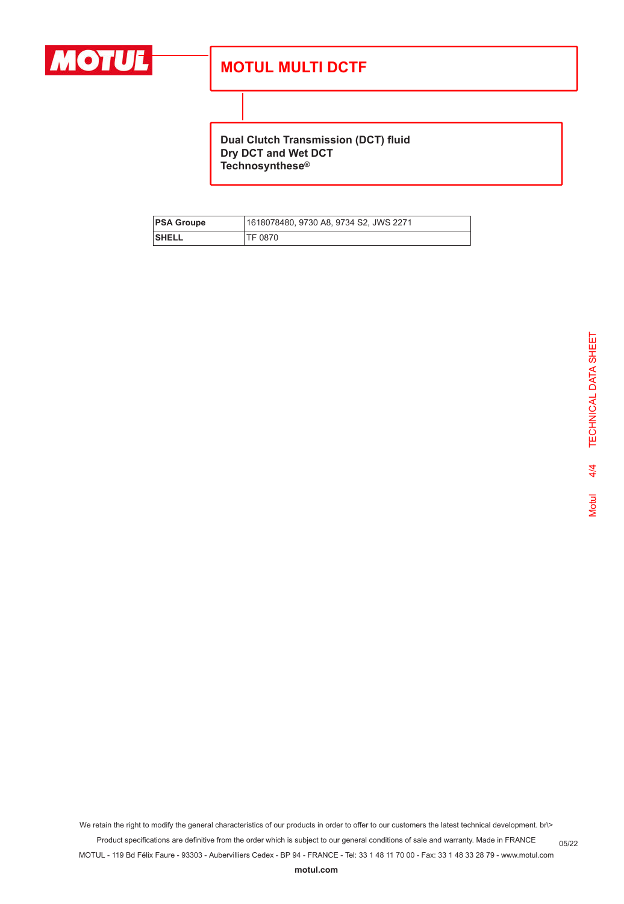# MOTUL MULTI DCTF

**Dual Clutch Transmission (DCT) fluid**
**Dry DCT and Wet DCT**
**Technosynthese®**

| | |
|---|---|
| **PSA Groupe** | 1618078480, 9730 A8, 9734 S2, JWS 2271 |
| **SHELL** | TF 0870 |

We retain the right to modify the general characteristics of our products in order to offer to our customers the latest technical development. br\>
Product specifications are definitive from the order which is subject to our general conditions of sale and warranty. Made in FRANCE
MOTUL - 119 Bd Félix Faure - 93303 - Aubervilliers Cedex - BP 94 - FRANCE - Tel: 33 1 48 11 70 00 - Fax: 33 1 48 33 28 79 - www.motul.com

05/22

**motul.com**